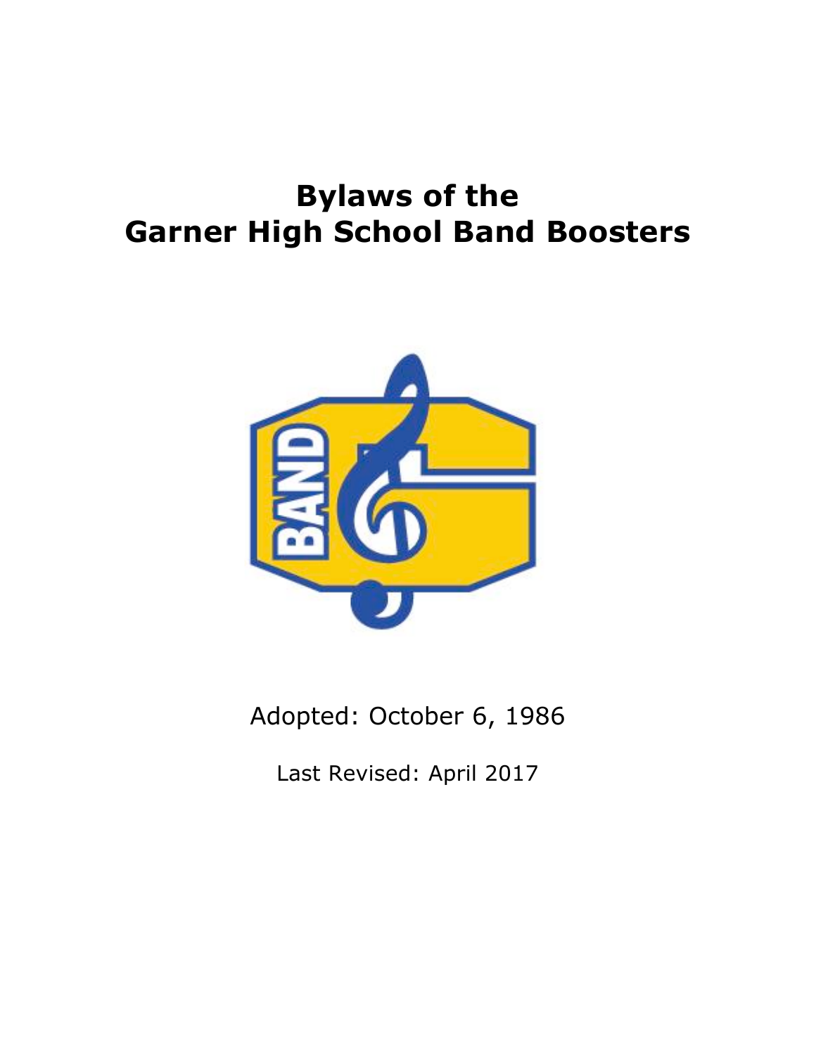# Bylaws of the Garner High School Band Boosters

Adopted: October 6, 1986

Last Revised: April 2017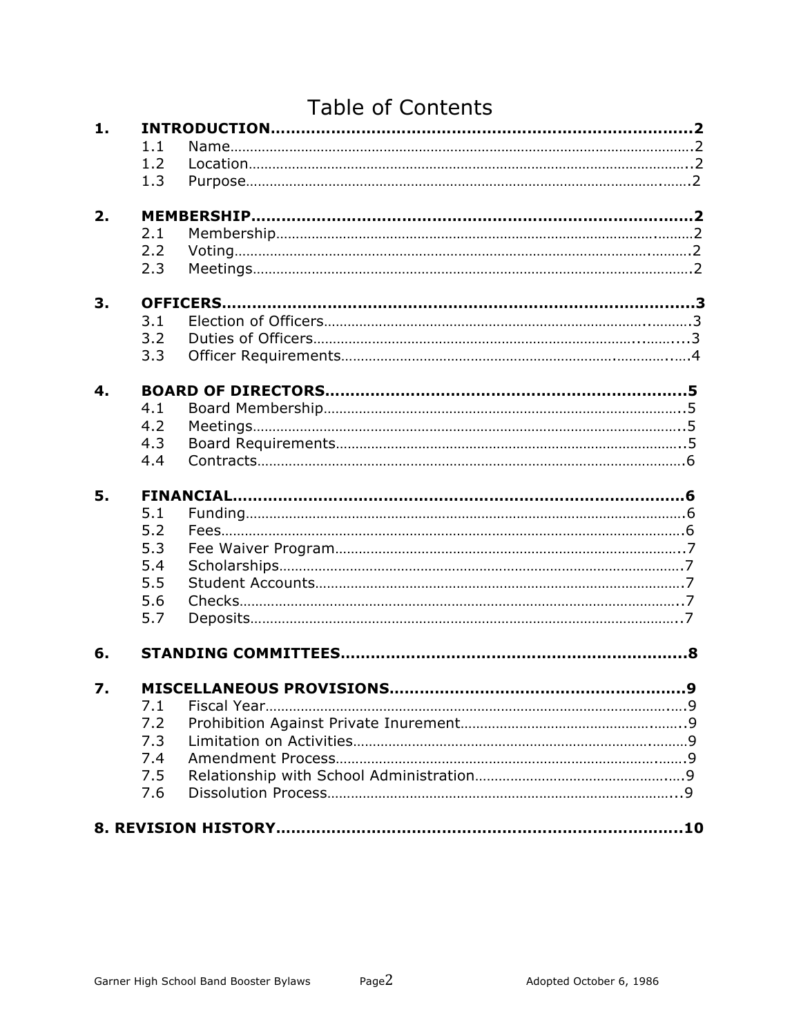# Table of Contents

**1. INTRODUCTION........................................................................2**

- 1.1 Name........................................................................2
- 1.2 Location........................................................................2
- 1.3 Purpose........................................................................2

**2. MEMBERSHIP........................................................................2**

- 2.1 Membership........................................................................2
- 2.2 Voting........................................................................2
- 2.3 Meetings........................................................................2

**3. OFFICERS........................................................................3**

- 3.1 Election of Officers........................................................................3
- 3.2 Duties of Officers........................................................................3
- 3.3 Officer Requirements........................................................................4

**4. BOARD OF DIRECTORS........................................................................5**

- 4.1 Board Membership........................................................................5
- 4.2 Meetings........................................................................5
- 4.3 Board Requirements........................................................................5
- 4.4 Contracts........................................................................6

**5. FINANCIAL........................................................................6**

- 5.1 Funding........................................................................6
- 5.2 Fees........................................................................6
- 5.3 Fee Waiver Program........................................................................7
- 5.4 Scholarships........................................................................7
- 5.5 Student Accounts........................................................................7
- 5.6 Checks........................................................................7
- 5.7 Deposits........................................................................7

**6. STANDING COMMITTEES........................................................................8**

**7. MISCELLANEOUS PROVISIONS........................................................................9**

- 7.1 Fiscal Year........................................................................9
- 7.2 Prohibition Against Private Inurement........................................................................9
- 7.3 Limitation on Activities........................................................................9
- 7.4 Amendment Process........................................................................9
- 7.5 Relationship with School Administration........................................................................9
- 7.6 Dissolution Process........................................................................9

**8. REVISION HISTORY........................................................................10**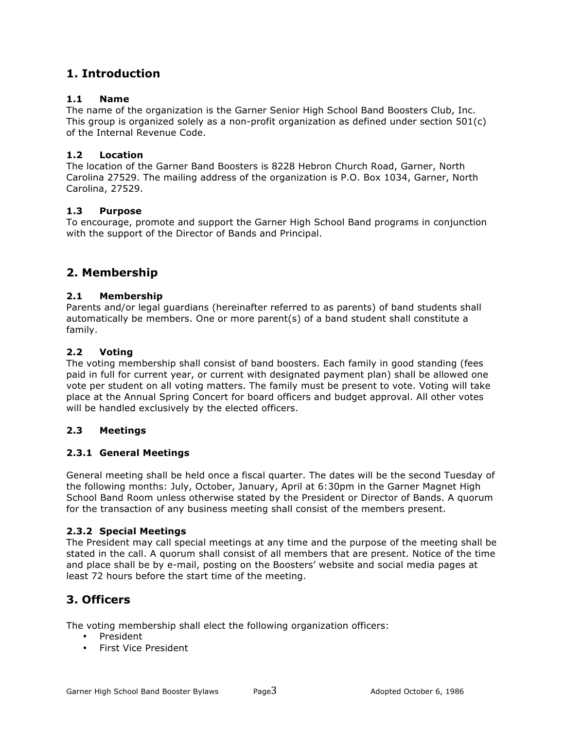## 1. Introduction

### 1.1 Name

The name of the organization is the Garner Senior High School Band Boosters Club, Inc. This group is organized solely as a non-profit organization as defined under section 501(c) of the Internal Revenue Code.

### 1.2 Location

The location of the Garner Band Boosters is 8228 Hebron Church Road, Garner, North Carolina 27529. The mailing address of the organization is P.O. Box 1034, Garner, North Carolina, 27529.

### 1.3 Purpose

To encourage, promote and support the Garner High School Band programs in conjunction with the support of the Director of Bands and Principal.

## 2. Membership

### 2.1 Membership

Parents and/or legal guardians (hereinafter referred to as parents) of band students shall automatically be members. One or more parent(s) of a band student shall constitute a family.

### 2.2 Voting

The voting membership shall consist of band boosters. Each family in good standing (fees paid in full for current year, or current with designated payment plan) shall be allowed one vote per student on all voting matters. The family must be present to vote. Voting will take place at the Annual Spring Concert for board officers and budget approval. All other votes will be handled exclusively by the elected officers.

### 2.3 Meetings

#### 2.3.1 General Meetings

General meeting shall be held once a fiscal quarter. The dates will be the second Tuesday of the following months: July, October, January, April at 6:30pm in the Garner Magnet High School Band Room unless otherwise stated by the President or Director of Bands. A quorum for the transaction of any business meeting shall consist of the members present.

#### 2.3.2 Special Meetings

The President may call special meetings at any time and the purpose of the meeting shall be stated in the call. A quorum shall consist of all members that are present. Notice of the time and place shall be by e-mail, posting on the Boosters' website and social media pages at least 72 hours before the start time of the meeting.

## 3. Officers

The voting membership shall elect the following organization officers:

- President
- First Vice President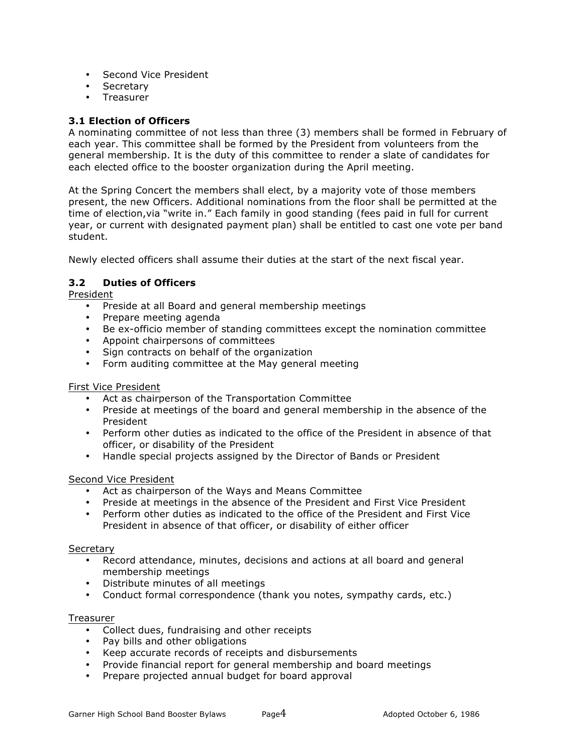- Second Vice President
- Secretary
- Treasurer

### 3.1 Election of Officers

A nominating committee of not less than three (3) members shall be formed in February of each year. This committee shall be formed by the President from volunteers from the general membership. It is the duty of this committee to render a slate of candidates for each elected office to the booster organization during the April meeting.

At the Spring Concert the members shall elect, by a majority vote of those members present, the new Officers. Additional nominations from the floor shall be permitted at the time of election,via "write in." Each family in good standing (fees paid in full for current year, or current with designated payment plan) shall be entitled to cast one vote per band student.

Newly elected officers shall assume their duties at the start of the next fiscal year.

### 3.2 Duties of Officers

<u>President</u>

- Preside at all Board and general membership meetings
- Prepare meeting agenda
- Be ex-officio member of standing committees except the nomination committee
- Appoint chairpersons of committees
- Sign contracts on behalf of the organization
- Form auditing committee at the May general meeting

<u>First Vice President</u>

- Act as chairperson of the Transportation Committee
- Preside at meetings of the board and general membership in the absence of the President
- Perform other duties as indicated to the office of the President in absence of that officer, or disability of the President
- Handle special projects assigned by the Director of Bands or President

<u>Second Vice President</u>

- Act as chairperson of the Ways and Means Committee
- Preside at meetings in the absence of the President and First Vice President
- Perform other duties as indicated to the office of the President and First Vice President in absence of that officer, or disability of either officer

<u>Secretary</u>

- Record attendance, minutes, decisions and actions at all board and general membership meetings
- Distribute minutes of all meetings
- Conduct formal correspondence (thank you notes, sympathy cards, etc.)

<u>Treasurer</u>

- Collect dues, fundraising and other receipts
- Pay bills and other obligations
- Keep accurate records of receipts and disbursements
- Provide financial report for general membership and board meetings
- Prepare projected annual budget for board approval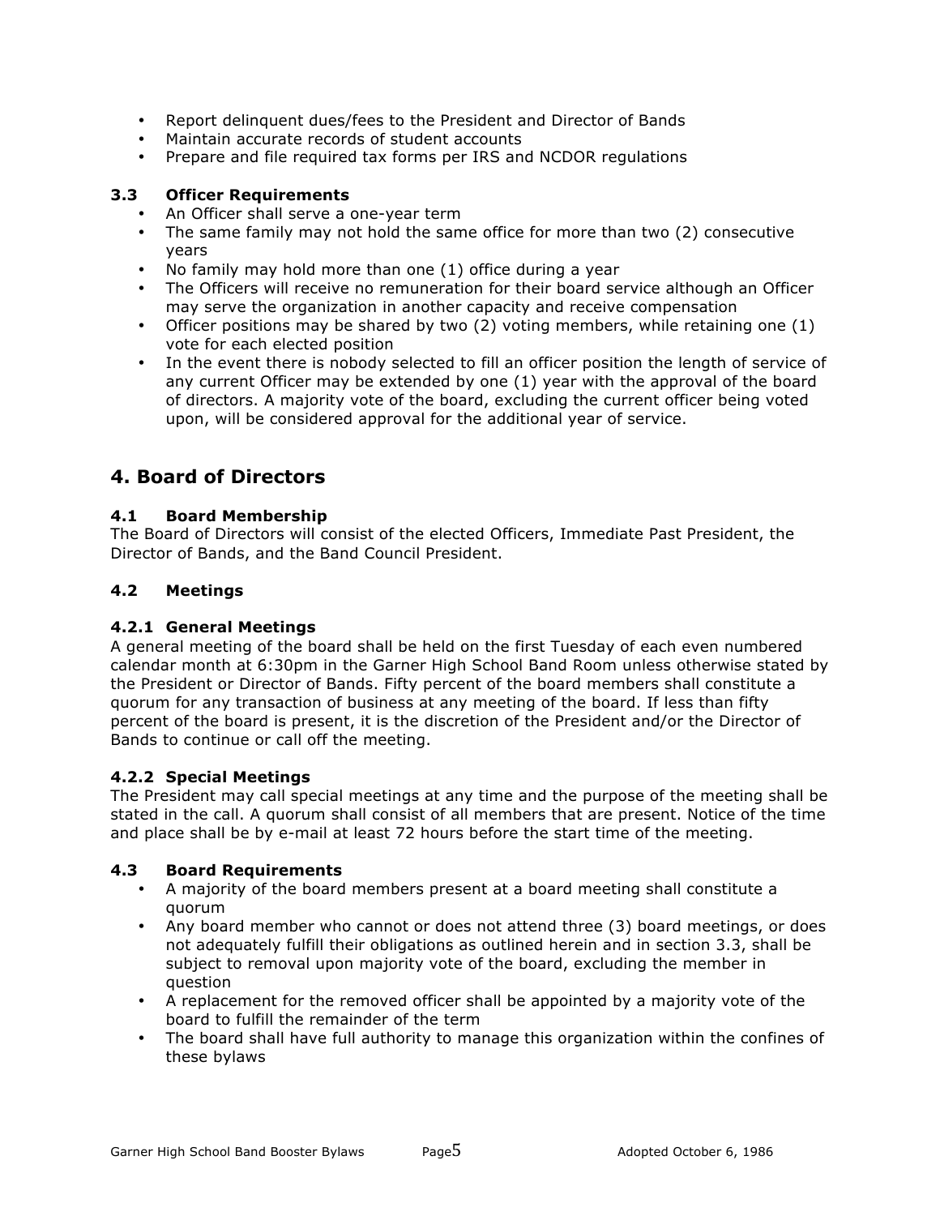- Report delinquent dues/fees to the President and Director of Bands
- Maintain accurate records of student accounts
- Prepare and file required tax forms per IRS and NCDOR regulations

### 3.3 Officer Requirements

- An Officer shall serve a one-year term
- The same family may not hold the same office for more than two (2) consecutive years
- No family may hold more than one (1) office during a year
- The Officers will receive no remuneration for their board service although an Officer may serve the organization in another capacity and receive compensation
- Officer positions may be shared by two (2) voting members, while retaining one (1) vote for each elected position
- In the event there is nobody selected to fill an officer position the length of service of any current Officer may be extended by one (1) year with the approval of the board of directors. A majority vote of the board, excluding the current officer being voted upon, will be considered approval for the additional year of service.

## 4. Board of Directors

### 4.1 Board Membership

The Board of Directors will consist of the elected Officers, Immediate Past President, the Director of Bands, and the Band Council President.

### 4.2 Meetings

#### 4.2.1 General Meetings

A general meeting of the board shall be held on the first Tuesday of each even numbered calendar month at 6:30pm in the Garner High School Band Room unless otherwise stated by the President or Director of Bands. Fifty percent of the board members shall constitute a quorum for any transaction of business at any meeting of the board. If less than fifty percent of the board is present, it is the discretion of the President and/or the Director of Bands to continue or call off the meeting.

#### 4.2.2 Special Meetings

The President may call special meetings at any time and the purpose of the meeting shall be stated in the call. A quorum shall consist of all members that are present. Notice of the time and place shall be by e-mail at least 72 hours before the start time of the meeting.

### 4.3 Board Requirements

- A majority of the board members present at a board meeting shall constitute a quorum
- Any board member who cannot or does not attend three (3) board meetings, or does not adequately fulfill their obligations as outlined herein and in section 3.3, shall be subject to removal upon majority vote of the board, excluding the member in question
- A replacement for the removed officer shall be appointed by a majority vote of the board to fulfill the remainder of the term
- The board shall have full authority to manage this organization within the confines of these bylaws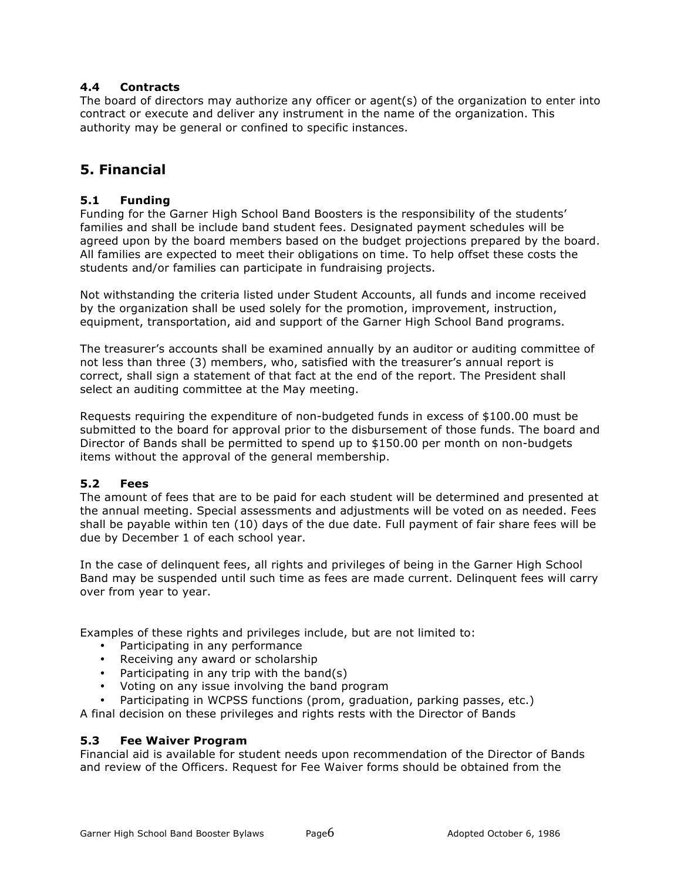### 4.4 Contracts

The board of directors may authorize any officer or agent(s) of the organization to enter into contract or execute and deliver any instrument in the name of the organization. This authority may be general or confined to specific instances.

## 5. Financial

### 5.1 Funding

Funding for the Garner High School Band Boosters is the responsibility of the students' families and shall be include band student fees. Designated payment schedules will be agreed upon by the board members based on the budget projections prepared by the board. All families are expected to meet their obligations on time. To help offset these costs the students and/or families can participate in fundraising projects.

Not withstanding the criteria listed under Student Accounts, all funds and income received by the organization shall be used solely for the promotion, improvement, instruction, equipment, transportation, aid and support of the Garner High School Band programs.

The treasurer's accounts shall be examined annually by an auditor or auditing committee of not less than three (3) members, who, satisfied with the treasurer's annual report is correct, shall sign a statement of that fact at the end of the report. The President shall select an auditing committee at the May meeting.

Requests requiring the expenditure of non-budgeted funds in excess of $100.00 must be submitted to the board for approval prior to the disbursement of those funds. The board and Director of Bands shall be permitted to spend up to $150.00 per month on non-budgets items without the approval of the general membership.

### 5.2 Fees

The amount of fees that are to be paid for each student will be determined and presented at the annual meeting. Special assessments and adjustments will be voted on as needed. Fees shall be payable within ten (10) days of the due date. Full payment of fair share fees will be due by December 1 of each school year.

In the case of delinquent fees, all rights and privileges of being in the Garner High School Band may be suspended until such time as fees are made current. Delinquent fees will carry over from year to year.

Examples of these rights and privileges include, but are not limited to:

- Participating in any performance
- Receiving any award or scholarship
- Participating in any trip with the band(s)
- Voting on any issue involving the band program
- Participating in WCPSS functions (prom, graduation, parking passes, etc.)

A final decision on these privileges and rights rests with the Director of Bands

### 5.3 Fee Waiver Program

Financial aid is available for student needs upon recommendation of the Director of Bands and review of the Officers. Request for Fee Waiver forms should be obtained from the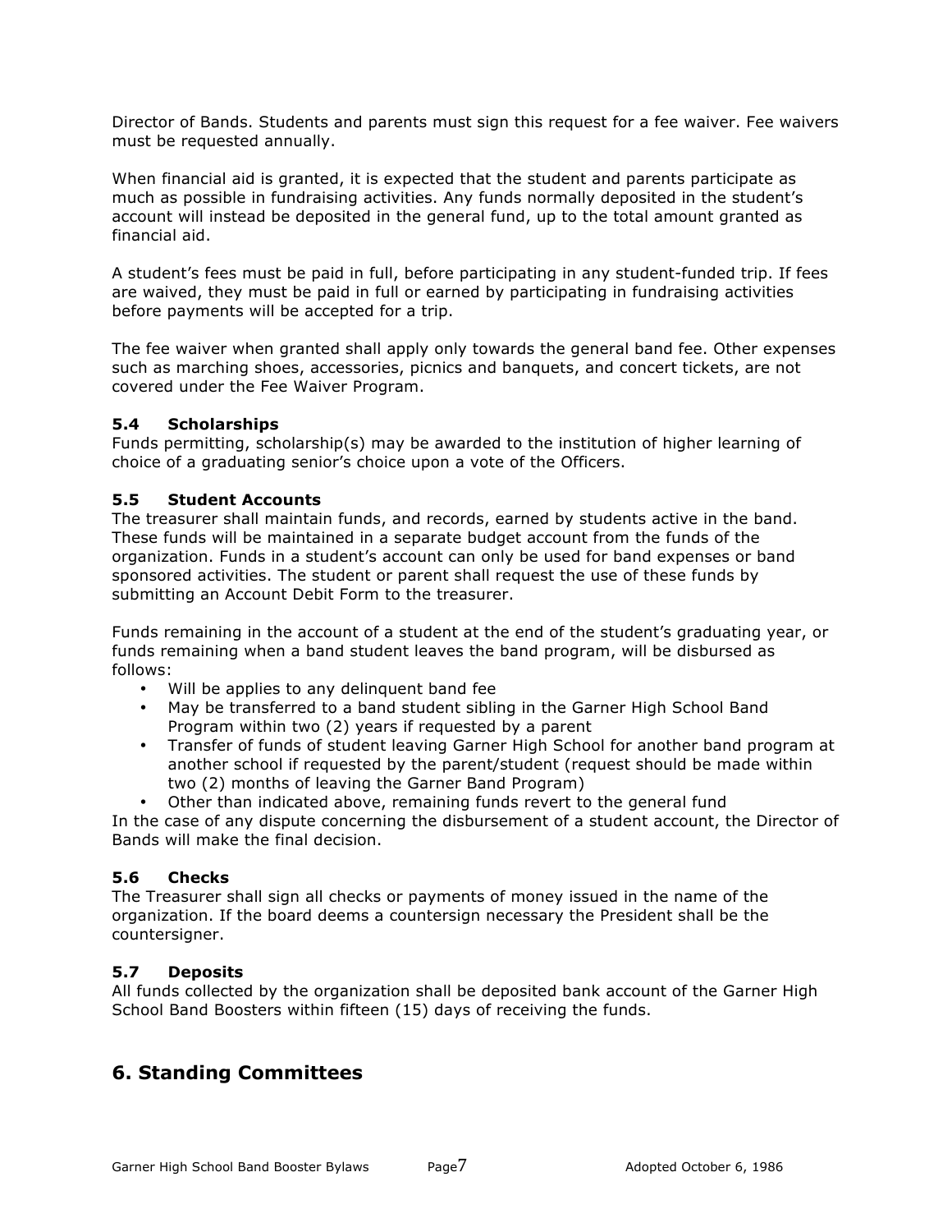Director of Bands. Students and parents must sign this request for a fee waiver. Fee waivers must be requested annually.

When financial aid is granted, it is expected that the student and parents participate as much as possible in fundraising activities. Any funds normally deposited in the student's account will instead be deposited in the general fund, up to the total amount granted as financial aid.

A student's fees must be paid in full, before participating in any student-funded trip. If fees are waived, they must be paid in full or earned by participating in fundraising activities before payments will be accepted for a trip.

The fee waiver when granted shall apply only towards the general band fee. Other expenses such as marching shoes, accessories, picnics and banquets, and concert tickets, are not covered under the Fee Waiver Program.

### 5.4 Scholarships

Funds permitting, scholarship(s) may be awarded to the institution of higher learning of choice of a graduating senior's choice upon a vote of the Officers.

### 5.5 Student Accounts

The treasurer shall maintain funds, and records, earned by students active in the band. These funds will be maintained in a separate budget account from the funds of the organization. Funds in a student's account can only be used for band expenses or band sponsored activities. The student or parent shall request the use of these funds by submitting an Account Debit Form to the treasurer.

Funds remaining in the account of a student at the end of the student's graduating year, or funds remaining when a band student leaves the band program, will be disbursed as follows:

- Will be applies to any delinquent band fee
- May be transferred to a band student sibling in the Garner High School Band Program within two (2) years if requested by a parent
- Transfer of funds of student leaving Garner High School for another band program at another school if requested by the parent/student (request should be made within two (2) months of leaving the Garner Band Program)
- Other than indicated above, remaining funds revert to the general fund

In the case of any dispute concerning the disbursement of a student account, the Director of Bands will make the final decision.

### 5.6 Checks

The Treasurer shall sign all checks or payments of money issued in the name of the organization. If the board deems a countersign necessary the President shall be the countersigner.

### 5.7 Deposits

All funds collected by the organization shall be deposited bank account of the Garner High School Band Boosters within fifteen (15) days of receiving the funds.

## 6. Standing Committees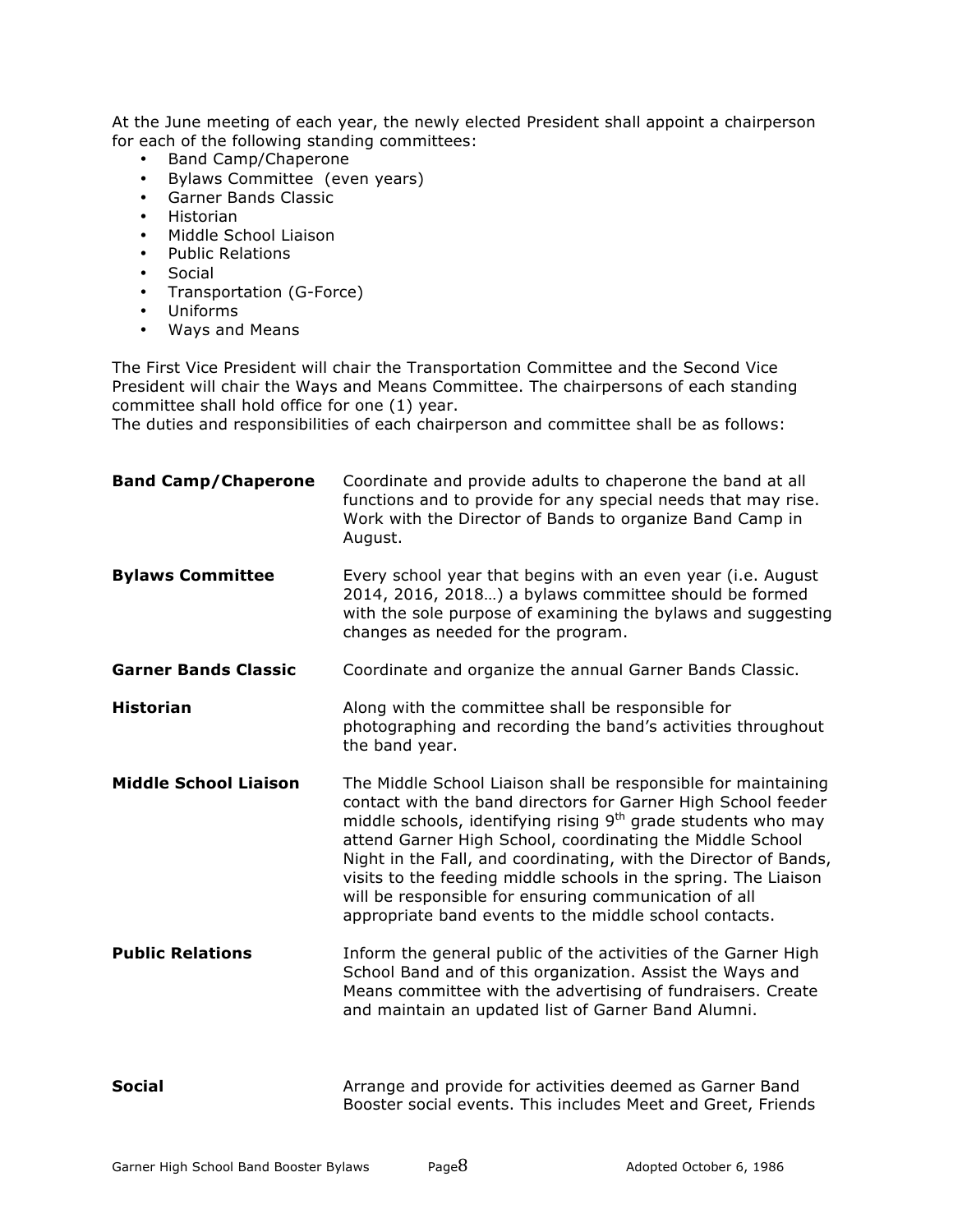At the June meeting of each year, the newly elected President shall appoint a chairperson for each of the following standing committees:

- Band Camp/Chaperone
- Bylaws Committee (even years)
- Garner Bands Classic
- Historian
- Middle School Liaison
- Public Relations
- Social
- Transportation (G-Force)
- Uniforms
- Ways and Means

The First Vice President will chair the Transportation Committee and the Second Vice President will chair the Ways and Means Committee. The chairpersons of each standing committee shall hold office for one (1) year.

The duties and responsibilities of each chairperson and committee shall be as follows:

**Band Camp/Chaperone** Coordinate and provide adults to chaperone the band at all functions and to provide for any special needs that may rise. Work with the Director of Bands to organize Band Camp in August.

**Bylaws Committee** Every school year that begins with an even year (i.e. August 2014, 2016, 2018…) a bylaws committee should be formed with the sole purpose of examining the bylaws and suggesting changes as needed for the program.

**Garner Bands Classic** Coordinate and organize the annual Garner Bands Classic.

**Historian** Along with the committee shall be responsible for photographing and recording the band's activities throughout the band year.

**Middle School Liaison** The Middle School Liaison shall be responsible for maintaining contact with the band directors for Garner High School feeder middle schools, identifying rising 9th grade students who may attend Garner High School, coordinating the Middle School Night in the Fall, and coordinating, with the Director of Bands, visits to the feeding middle schools in the spring. The Liaison will be responsible for ensuring communication of all appropriate band events to the middle school contacts.

**Public Relations** Inform the general public of the activities of the Garner High School Band and of this organization. Assist the Ways and Means committee with the advertising of fundraisers. Create and maintain an updated list of Garner Band Alumni.

**Social** Arrange and provide for activities deemed as Garner Band Booster social events. This includes Meet and Greet, Friends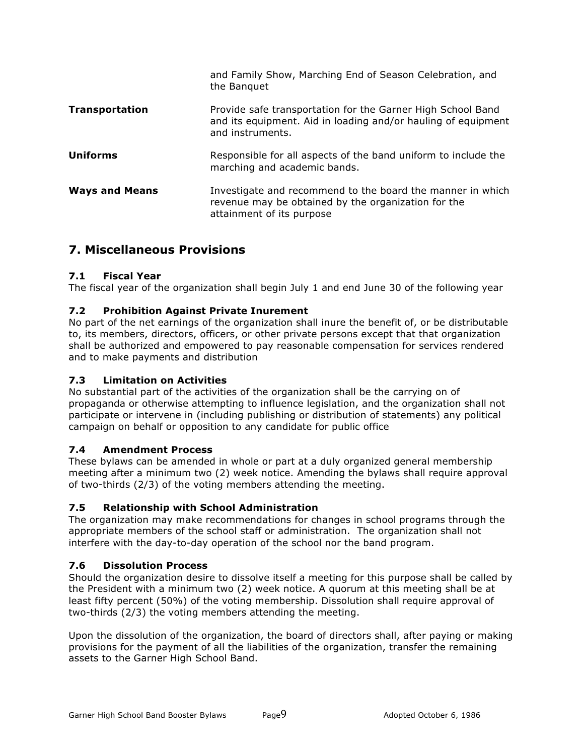| | |
|---|---|
| | and Family Show, Marching End of Season Celebration, and the Banquet |
| **Transportation** | Provide safe transportation for the Garner High School Band and its equipment. Aid in loading and/or hauling of equipment and instruments. |
| **Uniforms** | Responsible for all aspects of the band uniform to include the marching and academic bands. |
| **Ways and Means** | Investigate and recommend to the board the manner in which revenue may be obtained by the organization for the attainment of its purpose |

## 7. Miscellaneous Provisions

### 7.1 Fiscal Year

The fiscal year of the organization shall begin July 1 and end June 30 of the following year

### 7.2 Prohibition Against Private Inurement

No part of the net earnings of the organization shall inure the benefit of, or be distributable to, its members, directors, officers, or other private persons except that that organization shall be authorized and empowered to pay reasonable compensation for services rendered and to make payments and distribution

### 7.3 Limitation on Activities

No substantial part of the activities of the organization shall be the carrying on of propaganda or otherwise attempting to influence legislation, and the organization shall not participate or intervene in (including publishing or distribution of statements) any political campaign on behalf or opposition to any candidate for public office

### 7.4 Amendment Process

These bylaws can be amended in whole or part at a duly organized general membership meeting after a minimum two (2) week notice. Amending the bylaws shall require approval of two-thirds (2/3) of the voting members attending the meeting.

### 7.5 Relationship with School Administration

The organization may make recommendations for changes in school programs through the appropriate members of the school staff or administration. The organization shall not interfere with the day-to-day operation of the school nor the band program.

### 7.6 Dissolution Process

Should the organization desire to dissolve itself a meeting for this purpose shall be called by the President with a minimum two (2) week notice. A quorum at this meeting shall be at least fifty percent (50%) of the voting membership. Dissolution shall require approval of two-thirds (2/3) the voting members attending the meeting.

Upon the dissolution of the organization, the board of directors shall, after paying or making provisions for the payment of all the liabilities of the organization, transfer the remaining assets to the Garner High School Band.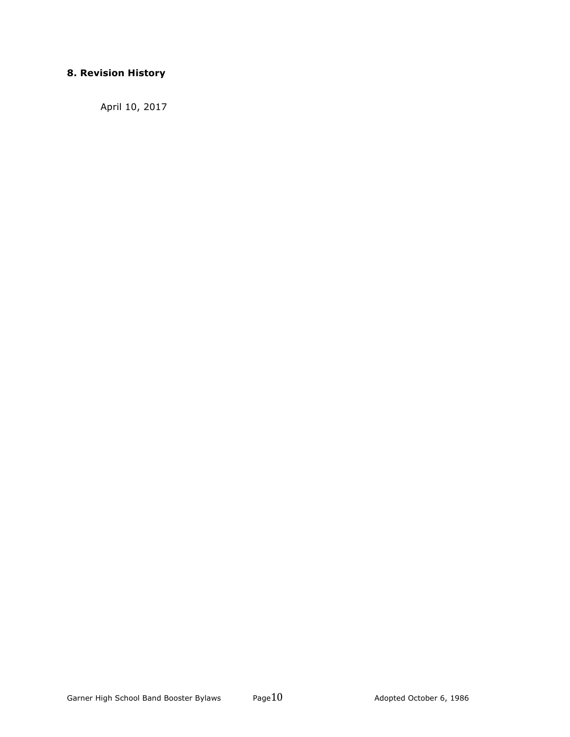## 8. Revision History

April 10, 2017